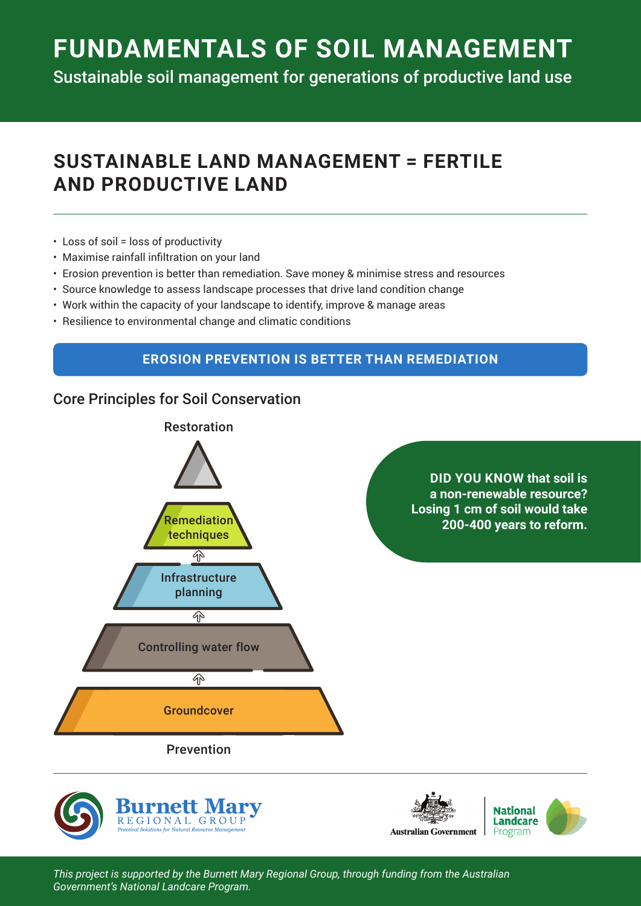# FUNDAMENTALS OF SOIL MANAGEMENT

Sustainable soil management for generations of productive land use

## SUSTAINABLE LAND MANAGEMENT = FERTILE AND PRODUCTIVE LAND

- Loss of soil = loss of productivity
- Maximise rainfall infiltration on your land
- Erosion prevention is better than remediation. Save money & minimise stress and resources
- Source knowledge to assess landscape processes that drive land condition change
- Work within the capacity of your landscape to identify, improve & manage areas
- Resilience to environmental change and climatic conditions

**EROSION PREVENTION IS BETTER THAN REMEDIATION**

### Core Principles for Soil Conservation

Restoration

Remediation techniques

Infrastructure planning

Controlling water flow

Groundcover

Prevention

**DID YOU KNOW that soil is a non-renewable resource? Losing 1 cm of soil would take 200-400 years to reform.**

Burnett Mary Regional Group — Practical Solutions for Natural Resource Management

Australian Government | National Landcare Program

*This project is supported by the Burnett Mary Regional Group, through funding from the Australian Government's National Landcare Program.*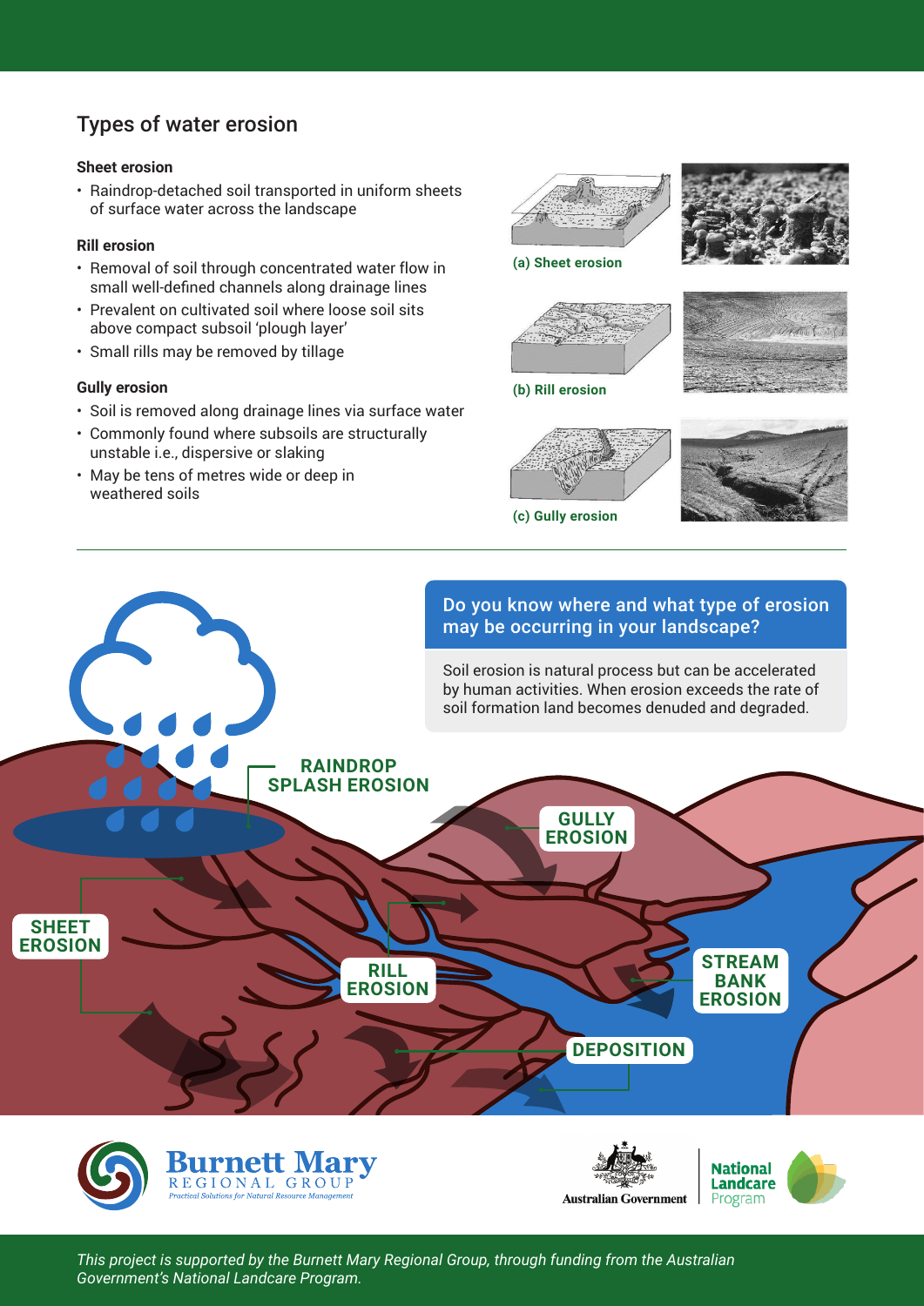## Types of water erosion

**Sheet erosion**

- Raindrop-detached soil transported in uniform sheets of surface water across the landscape

**Rill erosion**

- Removal of soil through concentrated water flow in small well-defined channels along drainage lines
- Prevalent on cultivated soil where loose soil sits above compact subsoil 'plough layer'
- Small rills may be removed by tillage

**Gully erosion**

- Soil is removed along drainage lines via surface water
- Commonly found where subsoils are structurally unstable i.e., dispersive or slaking
- May be tens of metres wide or deep in weathered soils

(a) Sheet erosion

(b) Rill erosion

(c) Gully erosion

---

### Do you know where and what type of erosion may be occurring in your landscape?

Soil erosion is natural process but can be accelerated by human activities. When erosion exceeds the rate of soil formation land becomes denuded and degraded.

RAINDROP SPLASH EROSION

GULLY EROSION

SHEET EROSION

RILL EROSION

STREAM BANK EROSION

DEPOSITION

Burnett Mary REGIONAL GROUP
Practical Solutions for Natural Resource Management

Australian Government

National Landcare Program

*This project is supported by the Burnett Mary Regional Group, through funding from the Australian Government's National Landcare Program.*